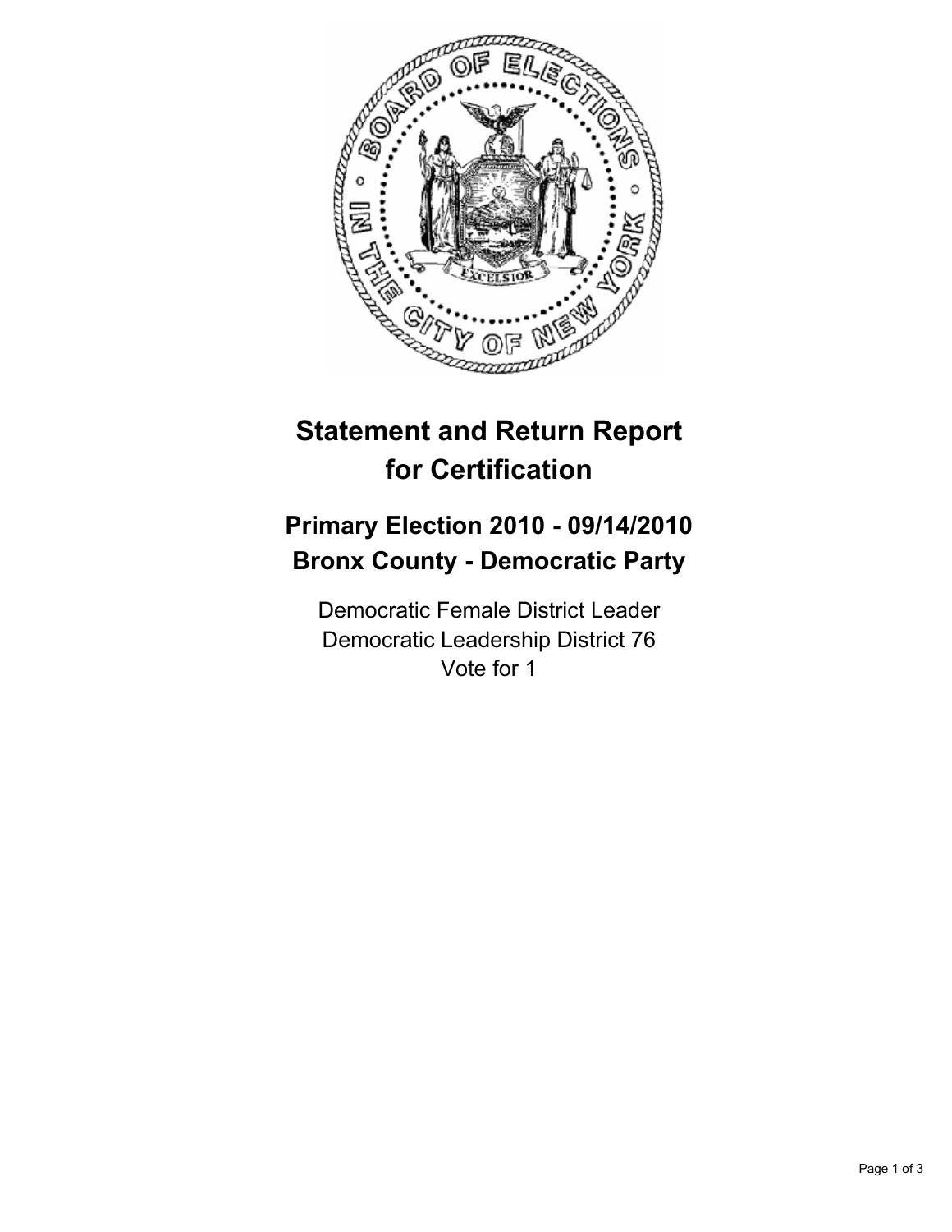# Statement and Return Report for Certification

## Primary Election 2010 - 09/14/2010
## Bronx County - Democratic Party

Democratic Female District Leader
Democratic Leadership District 76
Vote for 1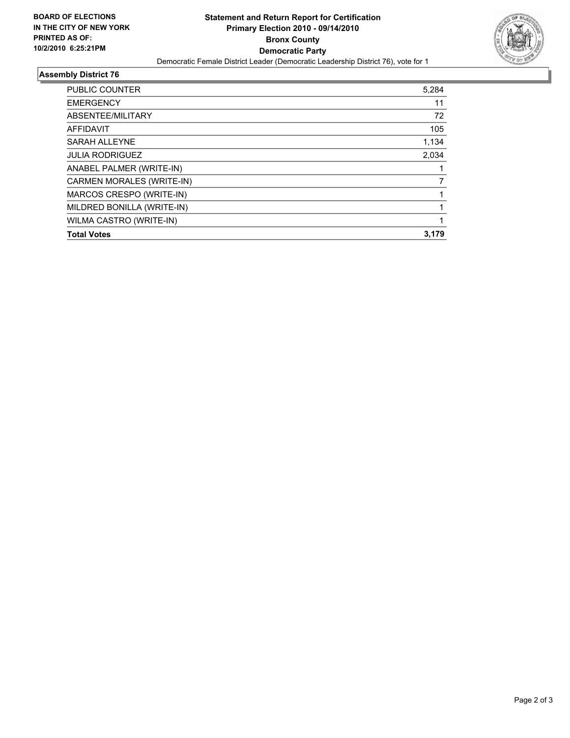**BOARD OF ELECTIONS IN THE CITY OF NEW YORK PRINTED AS OF: 10/2/2010 6:25:21PM**

# Statement and Return Report for Certification
## Primary Election 2010 - 09/14/2010
## Bronx County
## Democratic Party

Democratic Female District Leader (Democratic Leadership District 76), vote for 1

### Assembly District 76

| | |
|---|---|
| PUBLIC COUNTER | 5,284 |
| EMERGENCY | 11 |
| ABSENTEE/MILITARY | 72 |
| AFFIDAVIT | 105 |
| SARAH ALLEYNE | 1,134 |
| JULIA RODRIGUEZ | 2,034 |
| ANABEL PALMER (WRITE-IN) | 1 |
| CARMEN MORALES (WRITE-IN) | 7 |
| MARCOS CRESPO (WRITE-IN) | 1 |
| MILDRED BONILLA (WRITE-IN) | 1 |
| WILMA CASTRO (WRITE-IN) | 1 |
| **Total Votes** | **3,179** |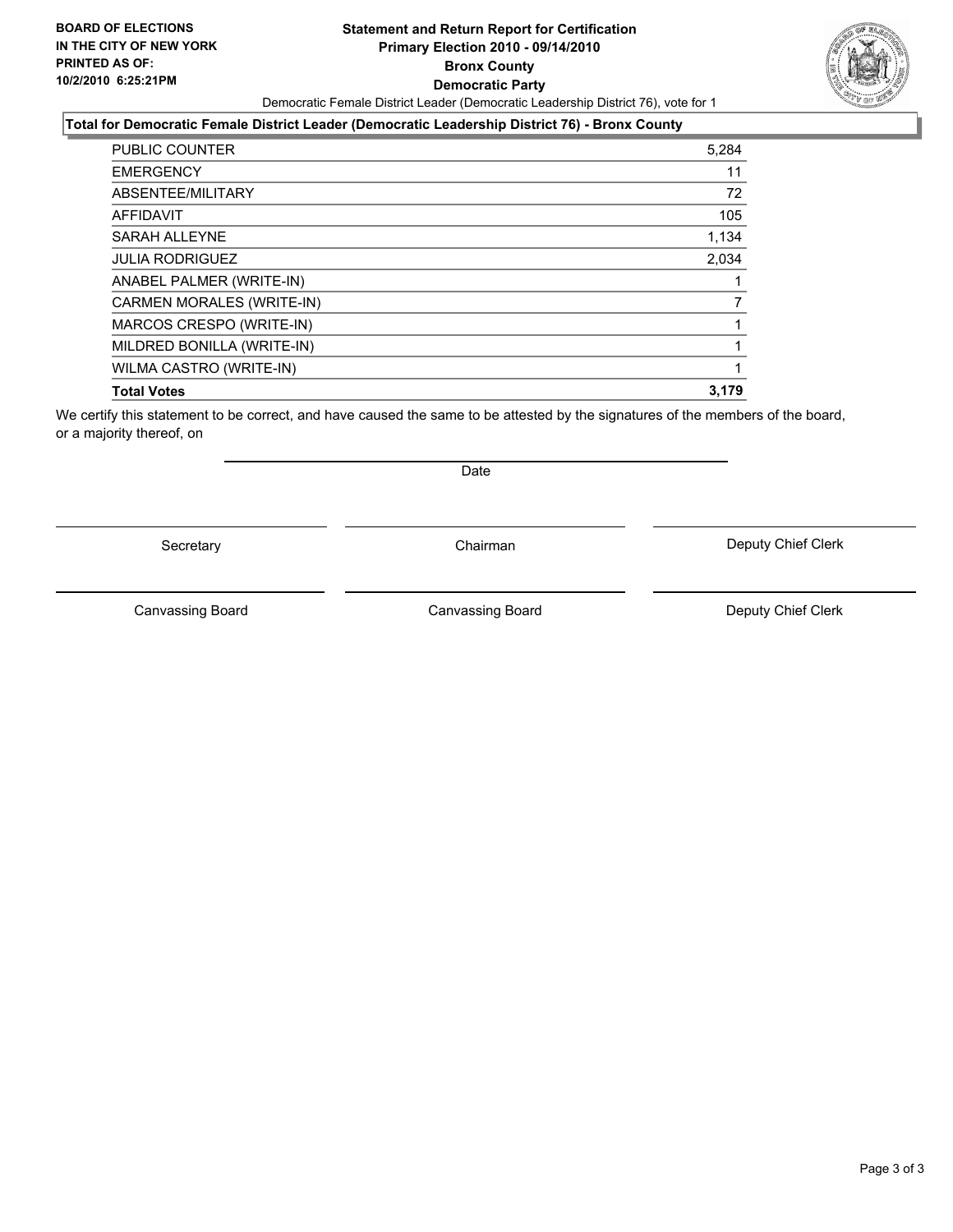**BOARD OF ELECTIONS IN THE CITY OF NEW YORK PRINTED AS OF: 10/2/2010 6:25:21PM**

**Statement and Return Report for Certification**
**Primary Election 2010 - 09/14/2010**
**Bronx County**
**Democratic Party**

Democratic Female District Leader (Democratic Leadership District 76), vote for 1

**Total for Democratic Female District Leader (Democratic Leadership District 76) - Bronx County**

| | |
|---|---|
| PUBLIC COUNTER | 5,284 |
| EMERGENCY | 11 |
| ABSENTEE/MILITARY | 72 |
| AFFIDAVIT | 105 |
| SARAH ALLEYNE | 1,134 |
| JULIA RODRIGUEZ | 2,034 |
| ANABEL PALMER (WRITE-IN) | 1 |
| CARMEN MORALES (WRITE-IN) | 7 |
| MARCOS CRESPO (WRITE-IN) | 1 |
| MILDRED BONILLA (WRITE-IN) | 1 |
| WILMA CASTRO (WRITE-IN) | 1 |
| **Total Votes** | **3,179** |

We certify this statement to be correct, and have caused the same to be attested by the signatures of the members of the board, or a majority thereof, on

Date

Secretary | Chairman | Deputy Chief Clerk

Canvassing Board | Canvassing Board | Deputy Chief Clerk